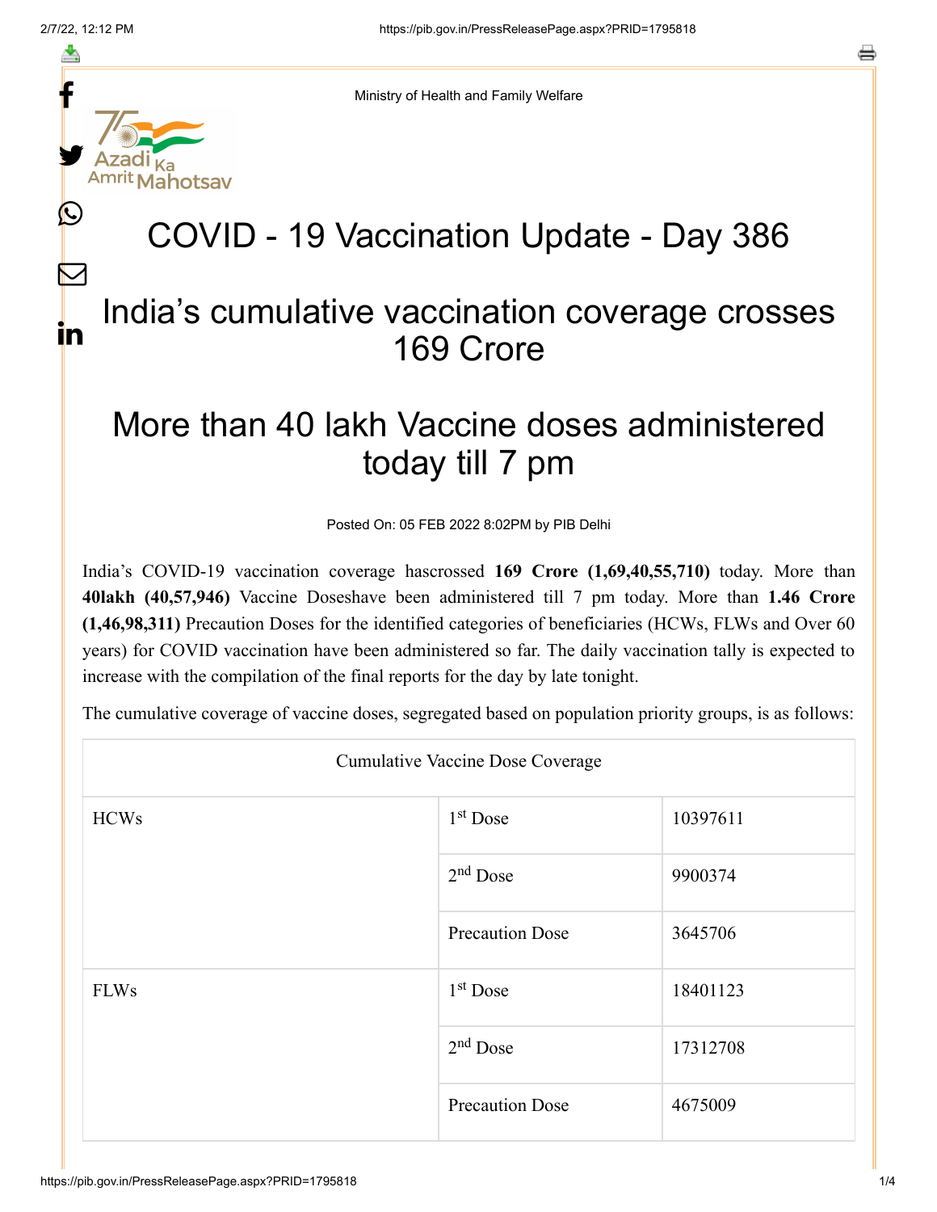Ministry of Health and Family Welfare

# COVID - 19 Vaccination Update - Day 386

## India's cumulative vaccination coverage crosses 169 Crore

## More than 40 lakh Vaccine doses administered today till 7 pm

Posted On: 05 FEB 2022 8:02PM by PIB Delhi

India's COVID-19 vaccination coverage hascrossed **169 Crore (1,69,40,55,710)** today. More than **40lakh (40,57,946)** Vaccine Doseshave been administered till 7 pm today. More than **1.46 Crore (1,46,98,311)** Precaution Doses for the identified categories of beneficiaries (HCWs, FLWs and Over 60 years) for COVID vaccination have been administered so far. The daily vaccination tally is expected to increase with the compilation of the final reports for the day by late tonight.

The cumulative coverage of vaccine doses, segregated based on population priority groups, is as follows:

| Cumulative Vaccine Dose Coverage | | |
|---|---|---|
| HCWs | 1st Dose | 10397611 |
| | 2nd Dose | 9900374 |
| | Precaution Dose | 3645706 |
| FLWs | 1st Dose | 18401123 |
| | 2nd Dose | 17312708 |
| | Precaution Dose | 4675009 |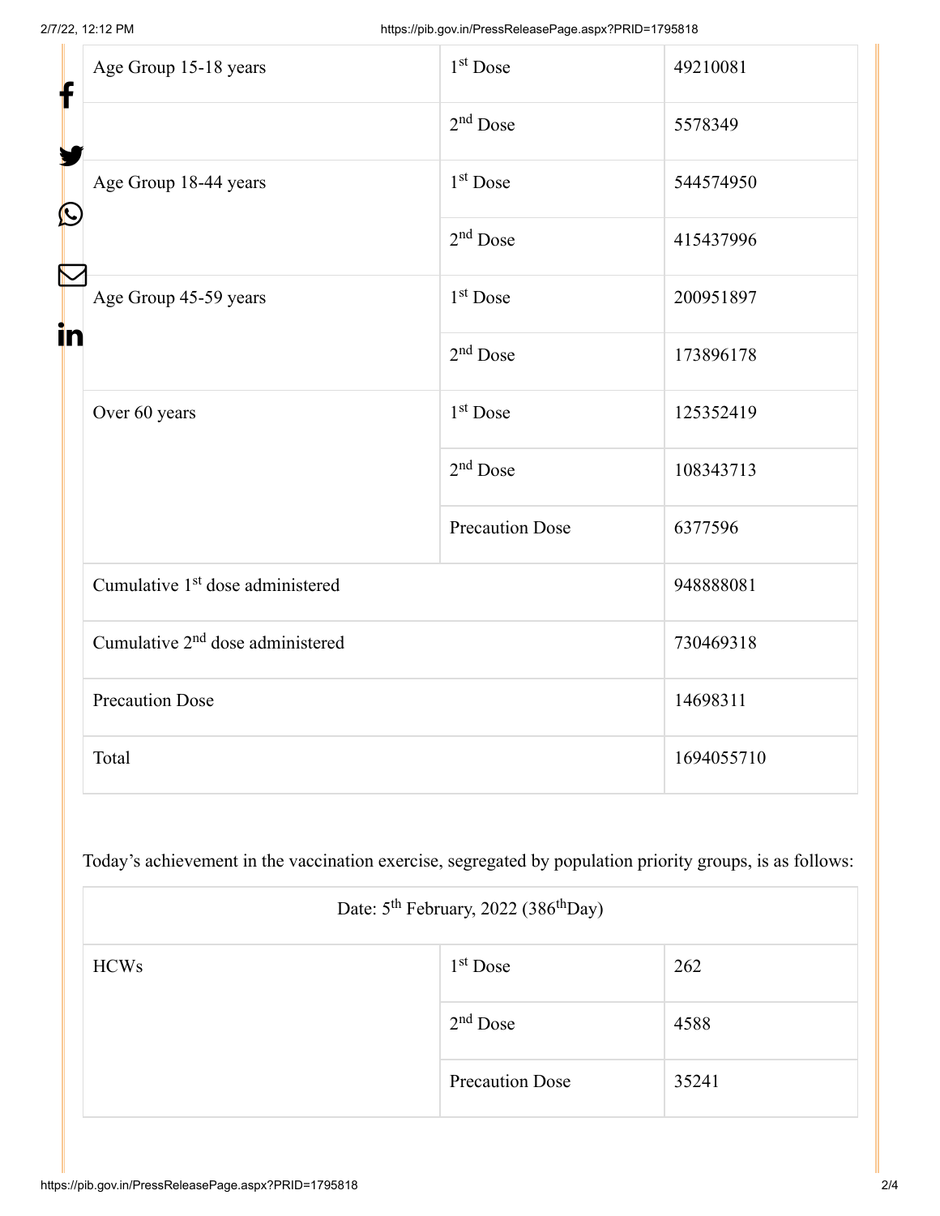| Age Group 15-18 years | 1st Dose | 49210081 |
|---|---|---|
| | 2nd Dose | 5578349 |
| Age Group 18-44 years | 1st Dose | 544574950 |
| | 2nd Dose | 415437996 |
| Age Group 45-59 years | 1st Dose | 200951897 |
| | 2nd Dose | 173896178 |
| Over 60 years | 1st Dose | 125352419 |
| | 2nd Dose | 108343713 |
| | Precaution Dose | 6377596 |
| Cumulative 1st dose administered | | 948888081 |
| Cumulative 2nd dose administered | | 730469318 |
| Precaution Dose | | 14698311 |
| Total | | 1694055710 |

Today's achievement in the vaccination exercise, segregated by population priority groups, is as follows:

| Date: 5th February, 2022 (386thDay) | | |
|---|---|---|
| HCWs | 1st Dose | 262 |
| | 2nd Dose | 4588 |
| | Precaution Dose | 35241 |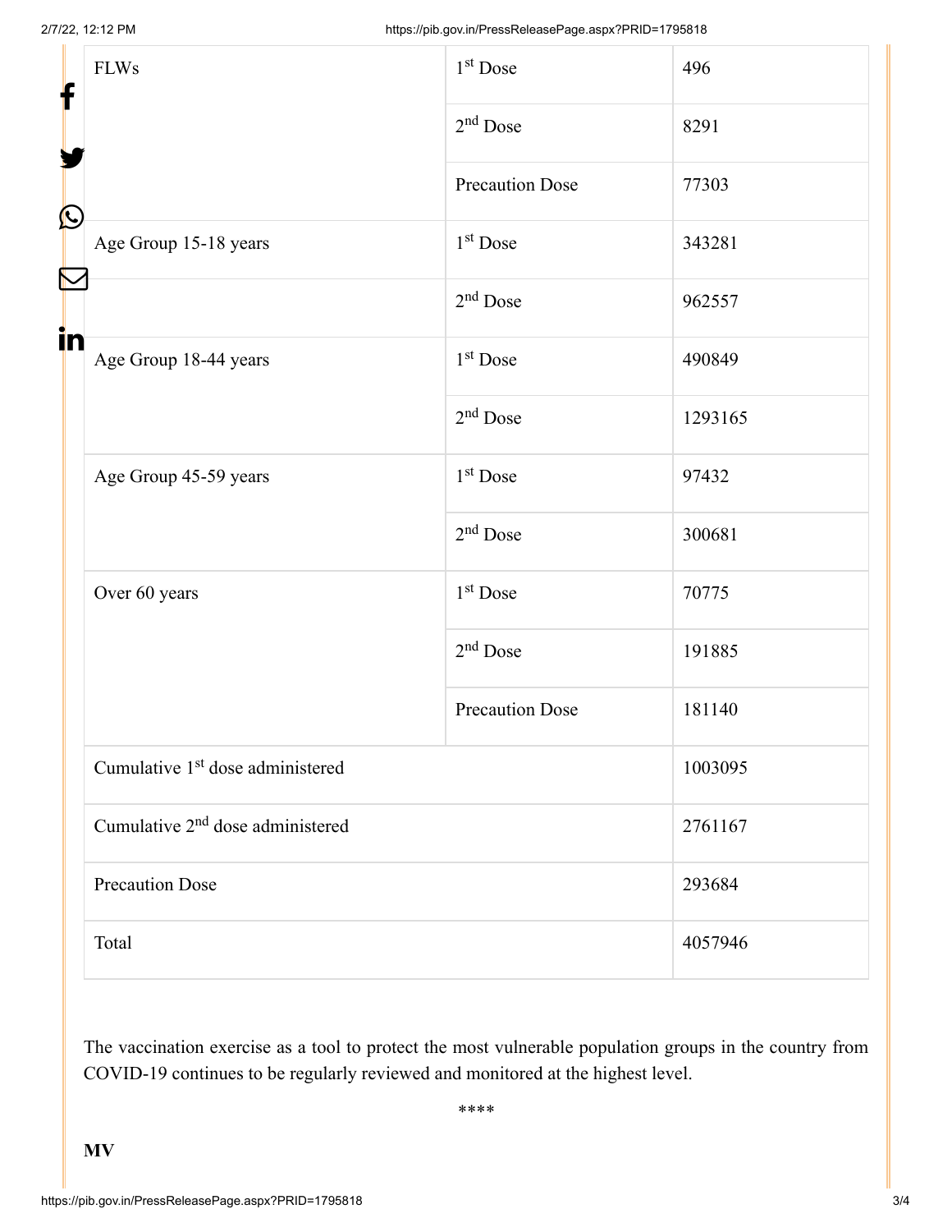| | | |
|---|---|---|
| FLWs | 1st Dose | 496 |
| | 2nd Dose | 8291 |
| | Precaution Dose | 77303 |
| Age Group 15-18 years | 1st Dose | 343281 |
| | 2nd Dose | 962557 |
| Age Group 18-44 years | 1st Dose | 490849 |
| | 2nd Dose | 1293165 |
| Age Group 45-59 years | 1st Dose | 97432 |
| | 2nd Dose | 300681 |
| Over 60 years | 1st Dose | 70775 |
| | 2nd Dose | 191885 |
| | Precaution Dose | 181140 |
| Cumulative 1st dose administered | | 1003095 |
| Cumulative 2nd dose administered | | 2761167 |
| Precaution Dose | | 293684 |
| Total | | 4057946 |

The vaccination exercise as a tool to protect the most vulnerable population groups in the country from COVID-19 continues to be regularly reviewed and monitored at the highest level.

****

**MV**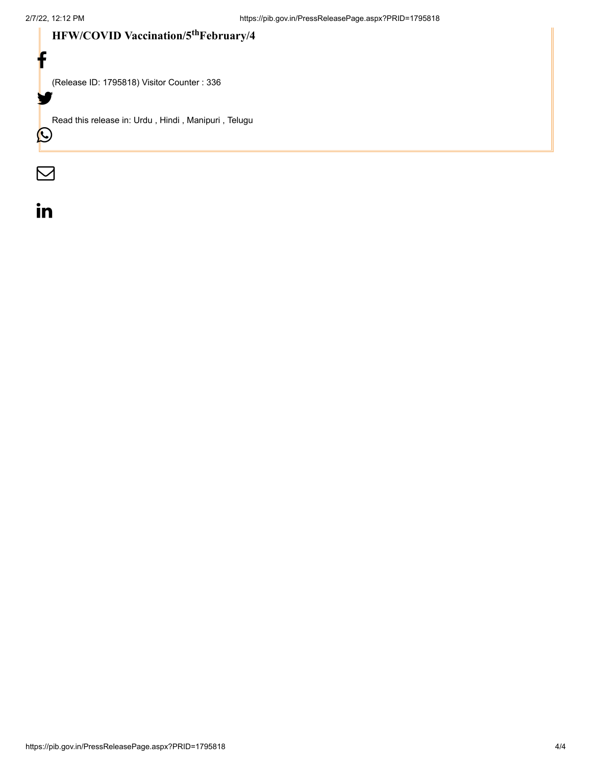**HFW/COVID Vaccination/5thFebruary/4**

(Release ID: 1795818) Visitor Counter : 336

Read this release in: Urdu , Hindi , Manipuri , Telugu